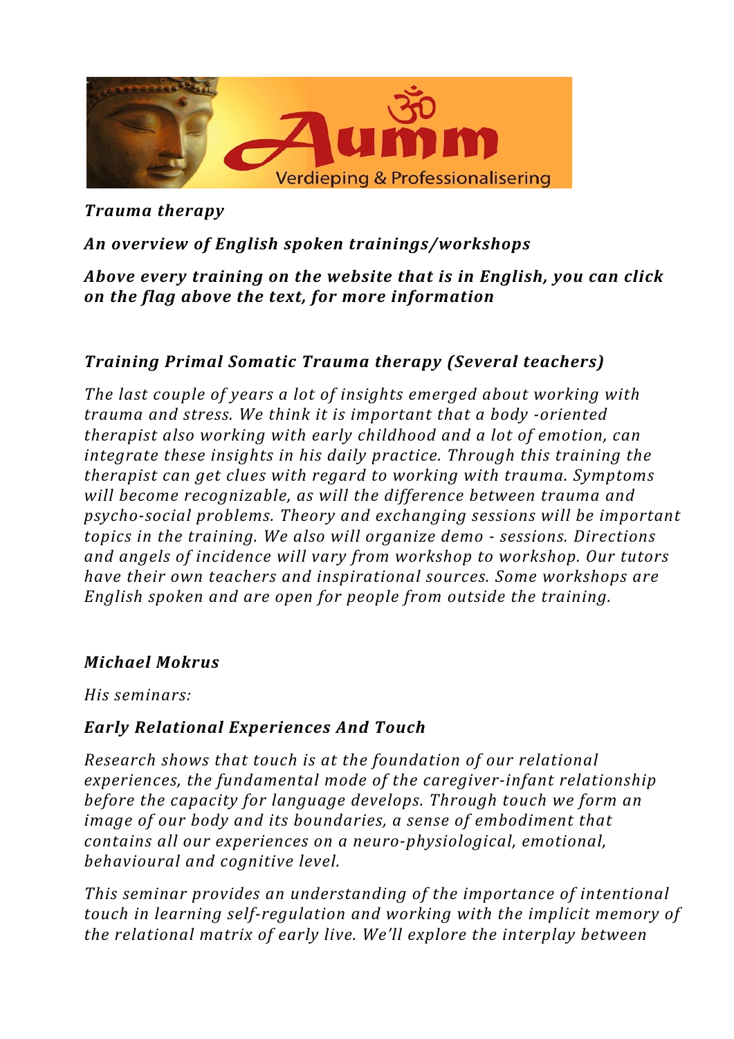*Trauma therapy*

***An overview of English spoken trainings/workshops***

***Above every training on the website that is in English, you can click on the flag above the text, for more information***

## *Training Primal Somatic Trauma therapy (Several teachers)*

*The last couple of years a lot of insights emerged about working with trauma and stress. We think it is important that a body -oriented therapist also working with early childhood and a lot of emotion, can integrate these insights in his daily practice. Through this training the therapist can get clues with regard to working with trauma. Symptoms will become recognizable, as will the difference between trauma and psycho-social problems. Theory and exchanging sessions will be important topics in the training. We also will organize demo - sessions. Directions and angels of incidence will vary from workshop to workshop. Our tutors have their own teachers and inspirational sources. Some workshops are English spoken and are open for people from outside the training.*

## *Michael Mokrus*

*His seminars:*

### *Early Relational Experiences And Touch*

*Research shows that touch is at the foundation of our relational experiences, the fundamental mode of the caregiver-infant relationship before the capacity for language develops. Through touch we form an image of our body and its boundaries, a sense of embodiment that contains all our experiences on a neuro-physiological, emotional, behavioural and cognitive level.*

*This seminar provides an understanding of the importance of intentional touch in learning self-regulation and working with the implicit memory of the relational matrix of early live. We'll explore the interplay between*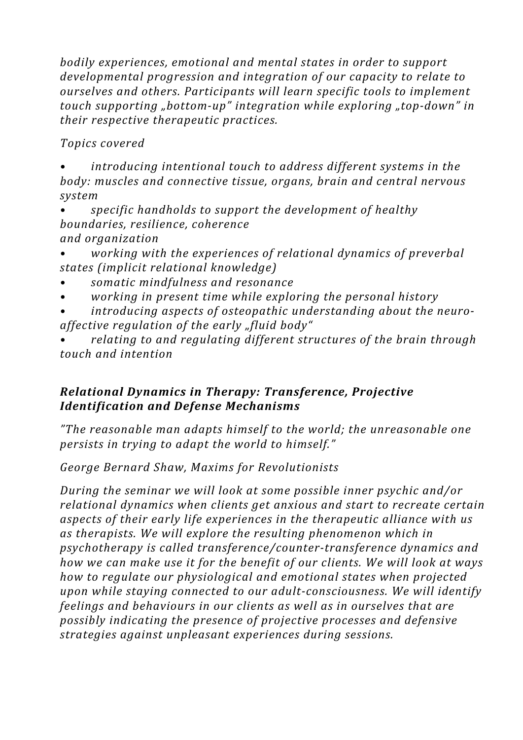*bodily experiences, emotional and mental states in order to support developmental progression and integration of our capacity to relate to ourselves and others. Participants will learn specific tools to implement touch supporting „bottom-up" integration while exploring „top-down" in their respective therapeutic practices.*

*Topics covered*

- *introducing intentional touch to address different systems in the body: muscles and connective tissue, organs, brain and central nervous system*
- *specific handholds to support the development of healthy boundaries, resilience, coherence and organization*
- *working with the experiences of relational dynamics of preverbal states (implicit relational knowledge)*
- *somatic mindfulness and resonance*
- *working in present time while exploring the personal history*
- *introducing aspects of osteopathic understanding about the neuro-affective regulation of the early „fluid body"*
- *relating to and regulating different structures of the brain through touch and intention*

### *Relational Dynamics in Therapy: Transference, Projective Identification and Defense Mechanisms*

*"The reasonable man adapts himself to the world; the unreasonable one persists in trying to adapt the world to himself."*

*George Bernard Shaw, Maxims for Revolutionists*

*During the seminar we will look at some possible inner psychic and/or relational dynamics when clients get anxious and start to recreate certain aspects of their early life experiences in the therapeutic alliance with us as therapists. We will explore the resulting phenomenon which in psychotherapy is called transference/counter-transference dynamics and how we can make use it for the benefit of our clients. We will look at ways how to regulate our physiological and emotional states when projected upon while staying connected to our adult-consciousness. We will identify feelings and behaviours in our clients as well as in ourselves that are possibly indicating the presence of projective processes and defensive strategies against unpleasant experiences during sessions.*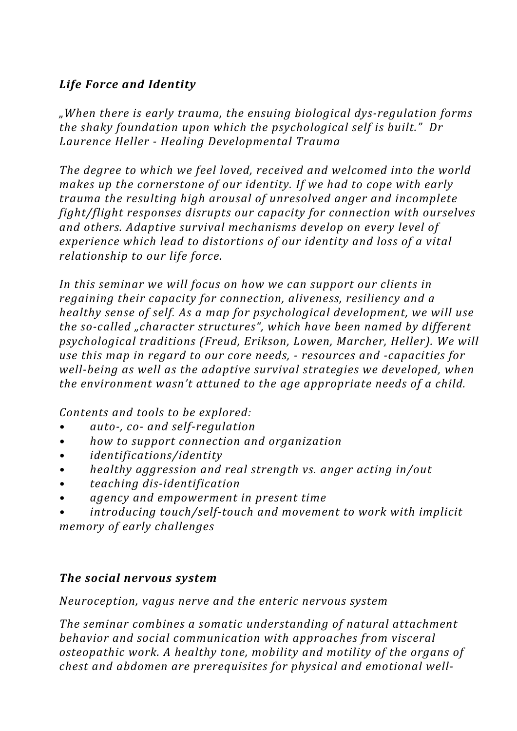## *Life Force and Identity*

*„When there is early trauma, the ensuing biological dys-regulation forms the shaky foundation upon which the psychological self is built." Dr Laurence Heller - Healing Developmental Trauma*

*The degree to which we feel loved, received and welcomed into the world makes up the cornerstone of our identity. If we had to cope with early trauma the resulting high arousal of unresolved anger and incomplete fight/flight responses disrupts our capacity for connection with ourselves and others. Adaptive survival mechanisms develop on every level of experience which lead to distortions of our identity and loss of a vital relationship to our life force.*

*In this seminar we will focus on how we can support our clients in regaining their capacity for connection, aliveness, resiliency and a healthy sense of self. As a map for psychological development, we will use the so-called „character structures", which have been named by different psychological traditions (Freud, Erikson, Lowen, Marcher, Heller). We will use this map in regard to our core needs, - resources and -capacities for well-being as well as the adaptive survival strategies we developed, when the environment wasn't attuned to the age appropriate needs of a child.*

*Contents and tools to be explored:*

- *auto-, co- and self-regulation*
- *how to support connection and organization*
- *identifications/identity*
- *healthy aggression and real strength vs. anger acting in/out*
- *teaching dis-identification*
- *agency and empowerment in present time*
- *introducing touch/self-touch and movement to work with implicit memory of early challenges*

## *The social nervous system*

*Neuroception, vagus nerve and the enteric nervous system*

*The seminar combines a somatic understanding of natural attachment behavior and social communication with approaches from visceral osteopathic work. A healthy tone, mobility and motility of the organs of chest and abdomen are prerequisites for physical and emotional well-*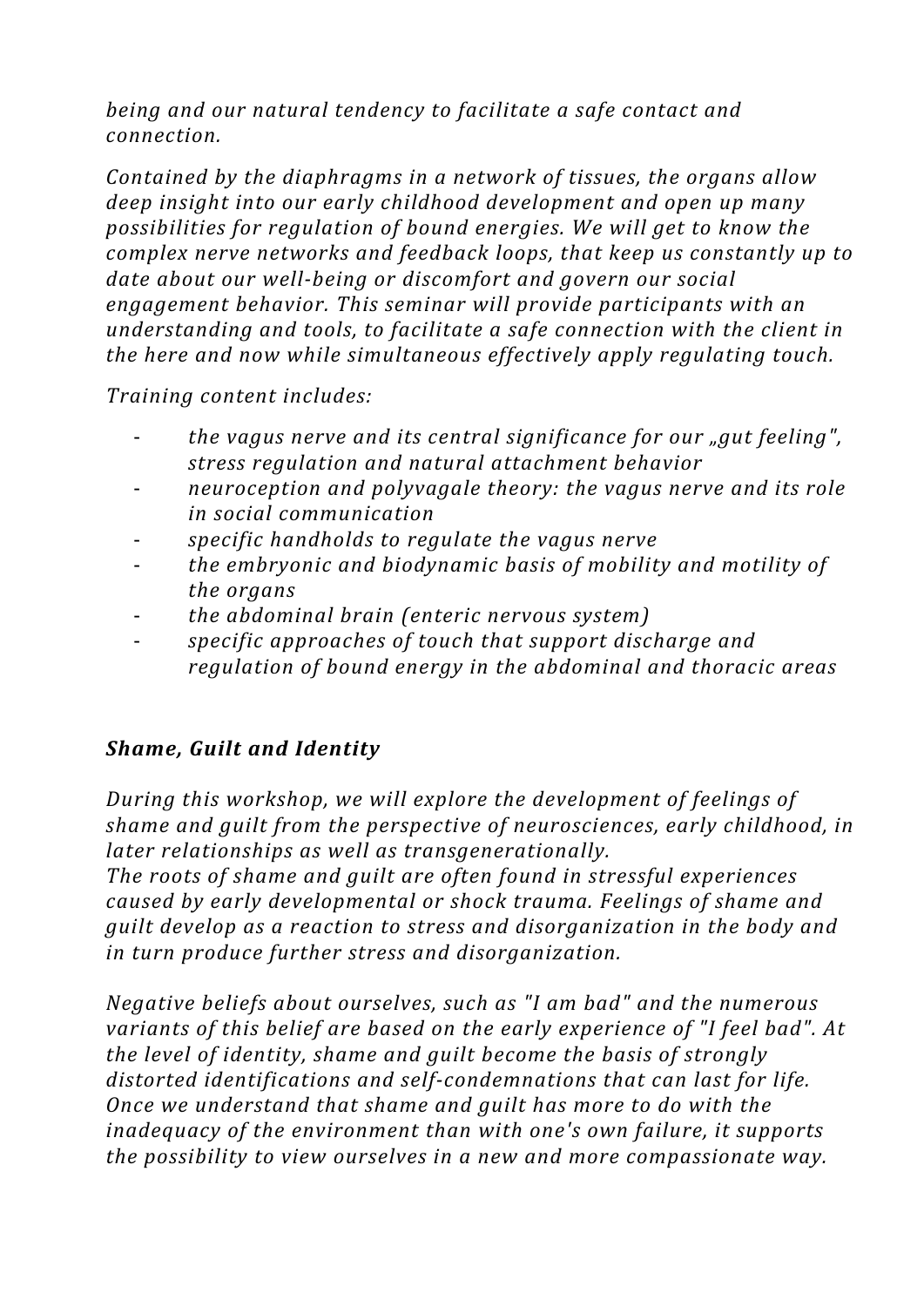*being and our natural tendency to facilitate a safe contact and connection.*

*Contained by the diaphragms in a network of tissues, the organs allow deep insight into our early childhood development and open up many possibilities for regulation of bound energies. We will get to know the complex nerve networks and feedback loops, that keep us constantly up to date about our well-being or discomfort and govern our social engagement behavior. This seminar will provide participants with an understanding and tools, to facilitate a safe connection with the client in the here and now while simultaneous effectively apply regulating touch.*

*Training content includes:*

- *the vagus nerve and its central significance for our „gut feeling", stress regulation and natural attachment behavior*
- *neuroception and polyvagale theory: the vagus nerve and its role in social communication*
- *specific handholds to regulate the vagus nerve*
- *the embryonic and biodynamic basis of mobility and motility of the organs*
- *the abdominal brain (enteric nervous system)*
- *specific approaches of touch that support discharge and regulation of bound energy in the abdominal and thoracic areas*

### ***Shame, Guilt and Identity***

*During this workshop, we will explore the development of feelings of shame and guilt from the perspective of neurosciences, early childhood, in later relationships as well as transgenerationally.*
*The roots of shame and guilt are often found in stressful experiences caused by early developmental or shock trauma. Feelings of shame and guilt develop as a reaction to stress and disorganization in the body and in turn produce further stress and disorganization.*

*Negative beliefs about ourselves, such as "I am bad" and the numerous variants of this belief are based on the early experience of "I feel bad". At the level of identity, shame and guilt become the basis of strongly distorted identifications and self-condemnations that can last for life. Once we understand that shame and guilt has more to do with the inadequacy of the environment than with one's own failure, it supports the possibility to view ourselves in a new and more compassionate way.*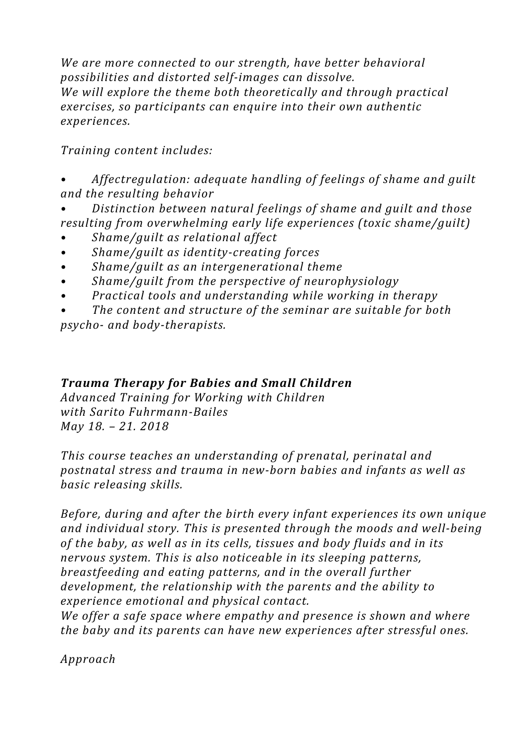*We are more connected to our strength, have better behavioral possibilities and distorted self-images can dissolve.*
*We will explore the theme both theoretically and through practical exercises, so participants can enquire into their own authentic experiences.*

*Training content includes:*

- *Affectregulation: adequate handling of feelings of shame and guilt and the resulting behavior*
- *Distinction between natural feelings of shame and guilt and those resulting from overwhelming early life experiences (toxic shame/guilt)*
- *Shame/guilt as relational affect*
- *Shame/guilt as identity-creating forces*
- *Shame/guilt as an intergenerational theme*
- *Shame/guilt from the perspective of neurophysiology*
- *Practical tools and understanding while working in therapy*
- *The content and structure of the seminar are suitable for both psycho- and body-therapists.*

## ***Trauma Therapy for Babies and Small Children***

*Advanced Training for Working with Children*
*with Sarito Fuhrmann-Bailes*
*May 18. – 21. 2018*

*This course teaches an understanding of prenatal, perinatal and postnatal stress and trauma in new-born babies and infants as well as basic releasing skills.*

*Before, during and after the birth every infant experiences its own unique and individual story. This is presented through the moods and well-being of the baby, as well as in its cells, tissues and body fluids and in its nervous system. This is also noticeable in its sleeping patterns, breastfeeding and eating patterns, and in the overall further development, the relationship with the parents and the ability to experience emotional and physical contact.*
*We offer a safe space where empathy and presence is shown and where the baby and its parents can have new experiences after stressful ones.*

*Approach*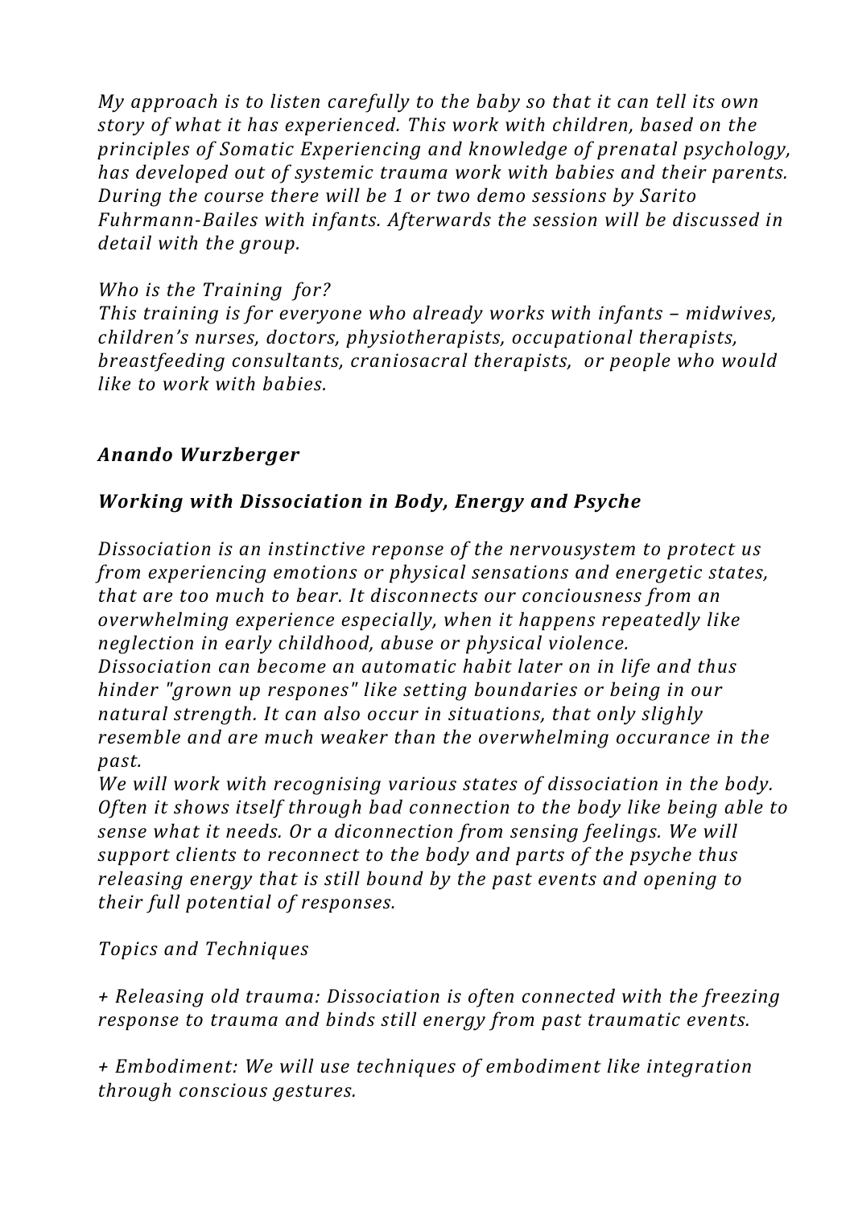*My approach is to listen carefully to the baby so that it can tell its own story of what it has experienced. This work with children, based on the principles of Somatic Experiencing and knowledge of prenatal psychology, has developed out of systemic trauma work with babies and their parents. During the course there will be 1 or two demo sessions by Sarito Fuhrmann-Bailes with infants. Afterwards the session will be discussed in detail with the group.*

*Who is the Training for?*
*This training is for everyone who already works with infants – midwives, children's nurses, doctors, physiotherapists, occupational therapists, breastfeeding consultants, craniosacral therapists, or people who would like to work with babies.*

***Anando Wurzberger***

***Working with Dissociation in Body, Energy and Psyche***

*Dissociation is an instinctive reponse of the nervousystem to protect us from experiencing emotions or physical sensations and energetic states, that are too much to bear. It disconnects our conciousness from an overwhelming experience especially, when it happens repeatedly like neglection in early childhood, abuse or physical violence.*
*Dissociation can become an automatic habit later on in life and thus hinder "grown up respones" like setting boundaries or being in our natural strength. It can also occur in situations, that only slighly resemble and are much weaker than the overwhelming occurance in the past.*
*We will work with recognising various states of dissociation in the body. Often it shows itself through bad connection to the body like being able to sense what it needs. Or a diconnection from sensing feelings. We will support clients to reconnect to the body and parts of the psyche thus releasing energy that is still bound by the past events and opening to their full potential of responses.*

*Topics and Techniques*

*+ Releasing old trauma: Dissociation is often connected with the freezing response to trauma and binds still energy from past traumatic events.*

*+ Embodiment: We will use techniques of embodiment like integration through conscious gestures.*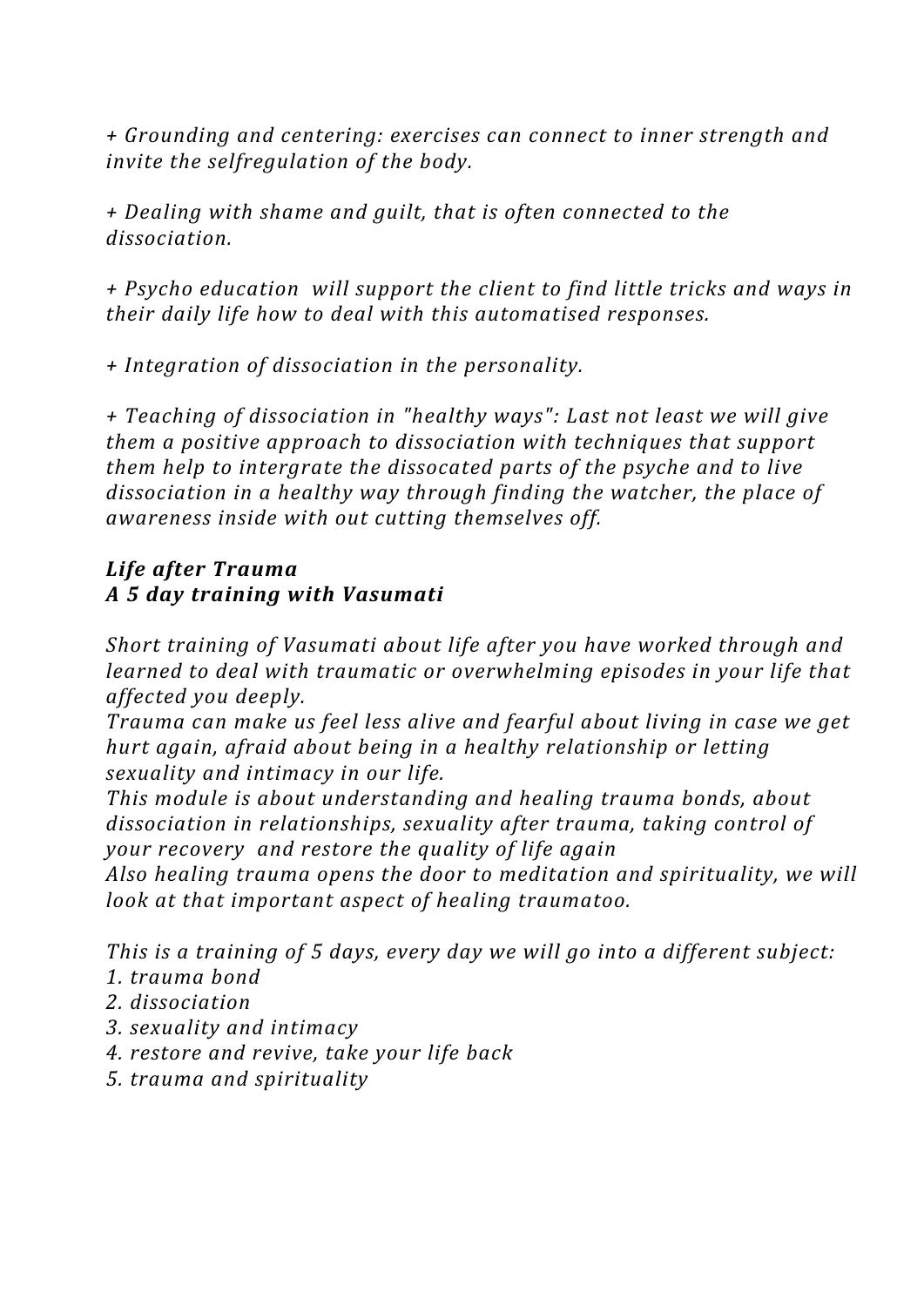*+ Grounding and centering: exercises can connect to inner strength and invite the selfregulation of the body.*

*+ Dealing with shame and guilt, that is often connected to the dissociation.*

*+ Psycho education  will support the client to find little tricks and ways in their daily life how to deal with this automatised responses.*

*+ Integration of dissociation in the personality.*

*+ Teaching of dissociation in "healthy ways": Last not least we will give them a positive approach to dissociation with techniques that support them help to intergrate the dissocated parts of the psyche and to live dissociation in a healthy way through finding the watcher, the place of awareness inside with out cutting themselves off.*

***Life after Trauma***
***A 5 day training with Vasumati***

*Short training of Vasumati about life after you have worked through and learned to deal with traumatic or overwhelming episodes in your life that affected you deeply.*
*Trauma can make us feel less alive and fearful about living in case we get hurt again, afraid about being in a healthy relationship or letting sexuality and intimacy in our life.*
*This module is about understanding and healing trauma bonds, about dissociation in relationships, sexuality after trauma, taking control of your recovery  and restore the quality of life again*
*Also healing trauma opens the door to meditation and spirituality, we will look at that important aspect of healing traumatoo.*

*This is a training of 5 days, every day we will go into a different subject:*
*1. trauma bond*
*2. dissociation*
*3. sexuality and intimacy*
*4. restore and revive, take your life back*
*5. trauma and spirituality*